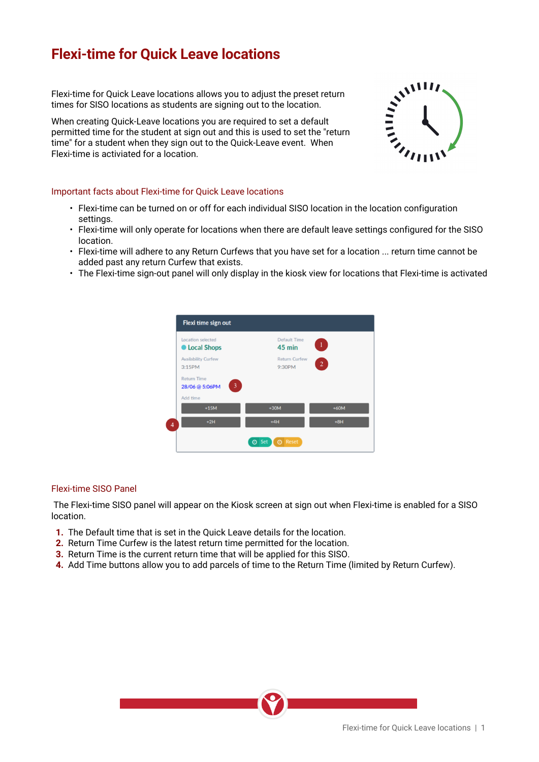# Flexi-time for Quick Leave locations

Flexi-time for Quick Leave locations allows you to adjust the preset return times for SISO locations as students are signing out to the location.

When creating Quick-Leave locations you are required to set a default permitted time for the student at sign out and this is used to set the "return time" for a student when they sign out to the Quick-Leave event. When Flexi-time is activiated for a location.

## Important facts about Flexi-time for Quick Leave locations

- Flexi-time can be turned on or off for each individual SISO location in the location configuration settings.
- Flexi-time will only operate for locations when there are default leave settings configured for the SISO location.
- Flexi-time will adhere to any Return Curfews that you have set for a location ... return time cannot be added past any return Curfew that exists.
- The Flexi-time sign-out panel will only display in the kiosk view for locations that Flexi-time is activated

## Flexi-time SISO Panel

The Flexi-time SISO panel will appear on the Kiosk screen at sign out when Flexi-time is enabled for a SISO location.

1. The Default time that is set in the Quick Leave details for the location.
2. Return Time Curfew is the latest return time permitted for the location.
3. Return Time is the current return time that will be applied for this SISO.
4. Add Time buttons allow you to add parcels of time to the Return Time (limited by Return Curfew).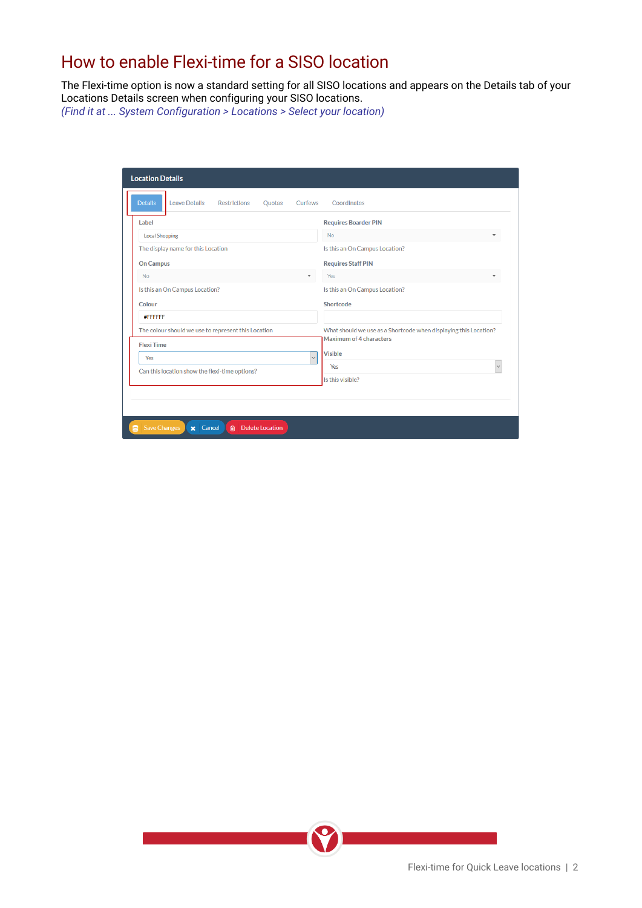# How to enable Flexi-time for a SISO location

The Flexi-time option is now a standard setting for all SISO locations and appears on the Details tab of your Locations Details screen when configuring your SISO locations.

*(Find it at ... System Configuration > Locations > Select your location)*

**Location Details**

Details | Leave Details | Restrictions | Quotas | Curfews | Coordinates

**Label**

Local Shopping

The display name for this Location

**Requires Boarder PIN**

No

Is this an On Campus Location?

**On Campus**

No

Is this an On Campus Location?

**Requires Staff PIN**

Yes

Is this an On Campus Location?

**Colour**

#FFFFFF

The colour should we use to represent this Location

**Shortcode**

What should we use as a Shortcode when displaying this Location? Maximum of 4 characters

**Flexi Time**

Yes

Can this location show the flexi-time options?

**Visible**

Yes

Is this visible?

Save Changes | Cancel | Delete Location